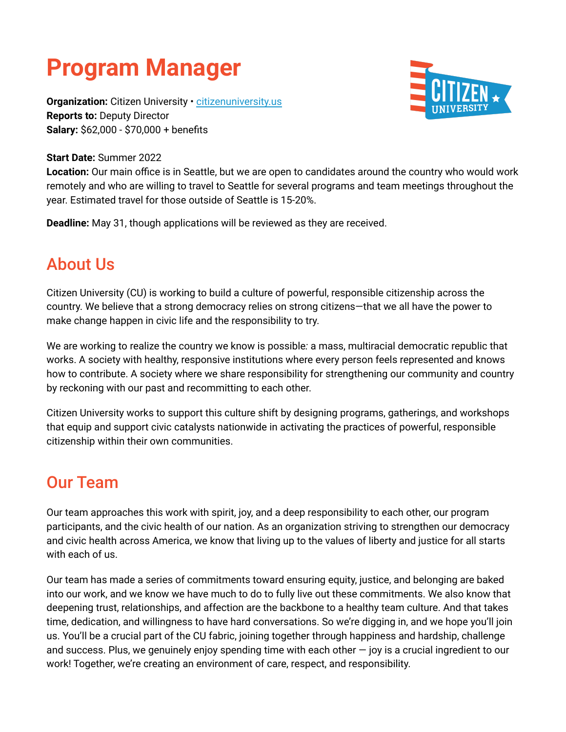# Program Manager

**Organization:** Citizen University • [citizenuniversity.us](https://citizenuniversity.us)
**Reports to:** Deputy Director
**Salary:** $62,000 - $70,000 + benefits

**Start Date:** Summer 2022
**Location:** Our main office is in Seattle, but we are open to candidates around the country who would work remotely and who are willing to travel to Seattle for several programs and team meetings throughout the year. Estimated travel for those outside of Seattle is 15-20%.

**Deadline:** May 31, though applications will be reviewed as they are received.

## About Us

Citizen University (CU) is working to build a culture of powerful, responsible citizenship across the country. We believe that a strong democracy relies on strong citizens—that we all have the power to make change happen in civic life and the responsibility to try.

We are working to realize the country we know is possible: a mass, multiracial democratic republic that works. A society with healthy, responsive institutions where every person feels represented and knows how to contribute. A society where we share responsibility for strengthening our community and country by reckoning with our past and recommitting to each other.

Citizen University works to support this culture shift by designing programs, gatherings, and workshops that equip and support civic catalysts nationwide in activating the practices of powerful, responsible citizenship within their own communities.

## Our Team

Our team approaches this work with spirit, joy, and a deep responsibility to each other, our program participants, and the civic health of our nation. As an organization striving to strengthen our democracy and civic health across America, we know that living up to the values of liberty and justice for all starts with each of us.

Our team has made a series of commitments toward ensuring equity, justice, and belonging are baked into our work, and we know we have much to do to fully live out these commitments. We also know that deepening trust, relationships, and affection are the backbone to a healthy team culture. And that takes time, dedication, and willingness to have hard conversations. So we're digging in, and we hope you'll join us. You'll be a crucial part of the CU fabric, joining together through happiness and hardship, challenge and success. Plus, we genuinely enjoy spending time with each other — joy is a crucial ingredient to our work! Together, we're creating an environment of care, respect, and responsibility.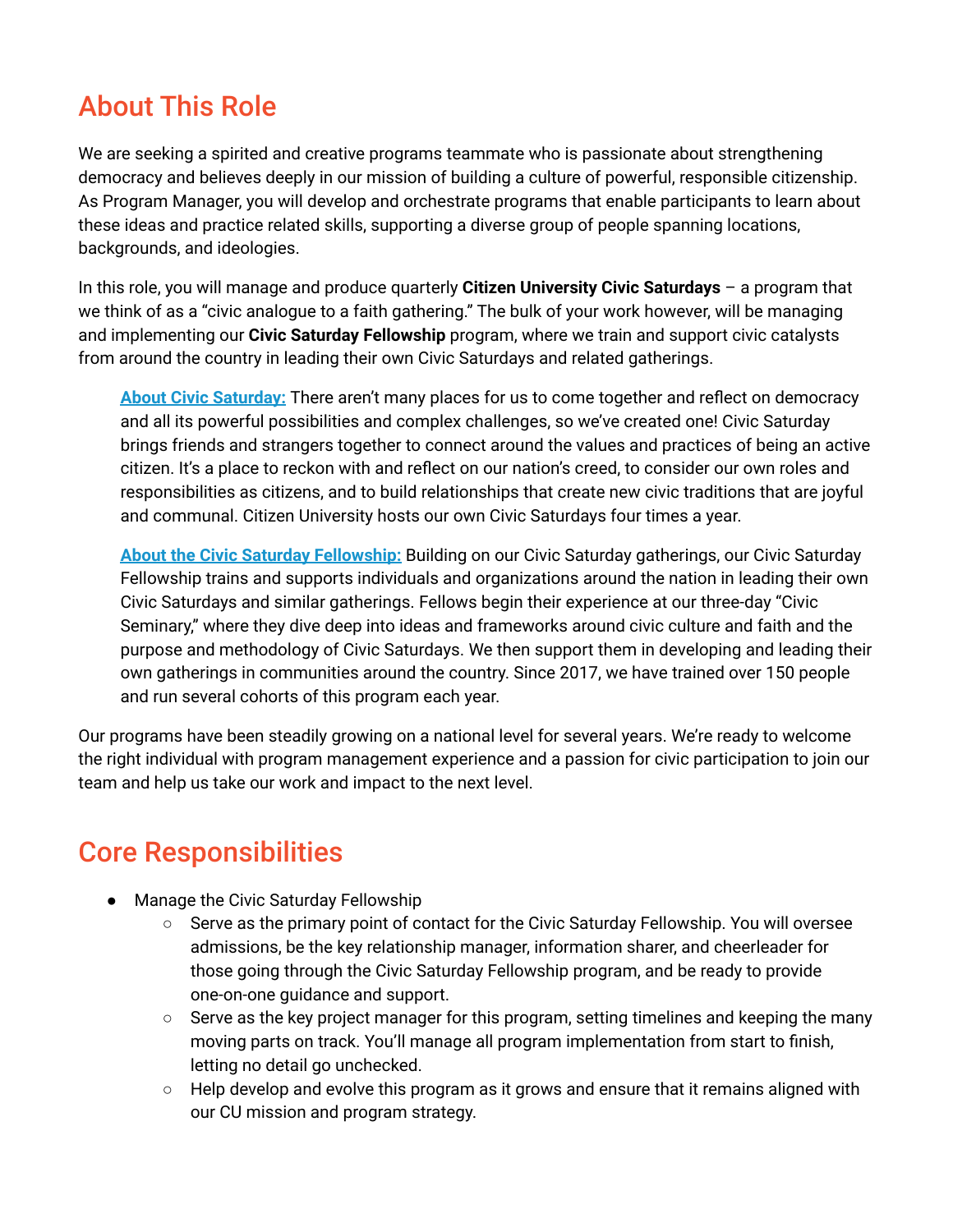## About This Role

We are seeking a spirited and creative programs teammate who is passionate about strengthening democracy and believes deeply in our mission of building a culture of powerful, responsible citizenship. As Program Manager, you will develop and orchestrate programs that enable participants to learn about these ideas and practice related skills, supporting a diverse group of people spanning locations, backgrounds, and ideologies.

In this role, you will manage and produce quarterly **Citizen University Civic Saturdays** – a program that we think of as a "civic analogue to a faith gathering." The bulk of your work however, will be managing and implementing our **Civic Saturday Fellowship** program, where we train and support civic catalysts from around the country in leading their own Civic Saturdays and related gatherings.

> **About Civic Saturday:** There aren't many places for us to come together and reflect on democracy and all its powerful possibilities and complex challenges, so we've created one! Civic Saturday brings friends and strangers together to connect around the values and practices of being an active citizen. It's a place to reckon with and reflect on our nation's creed, to consider our own roles and responsibilities as citizens, and to build relationships that create new civic traditions that are joyful and communal. Citizen University hosts our own Civic Saturdays four times a year.
>
> **About the Civic Saturday Fellowship:** Building on our Civic Saturday gatherings, our Civic Saturday Fellowship trains and supports individuals and organizations around the nation in leading their own Civic Saturdays and similar gatherings. Fellows begin their experience at our three-day "Civic Seminary," where they dive deep into ideas and frameworks around civic culture and faith and the purpose and methodology of Civic Saturdays. We then support them in developing and leading their own gatherings in communities around the country. Since 2017, we have trained over 150 people and run several cohorts of this program each year.

Our programs have been steadily growing on a national level for several years. We're ready to welcome the right individual with program management experience and a passion for civic participation to join our team and help us take our work and impact to the next level.

## Core Responsibilities

- Manage the Civic Saturday Fellowship
  - Serve as the primary point of contact for the Civic Saturday Fellowship. You will oversee admissions, be the key relationship manager, information sharer, and cheerleader for those going through the Civic Saturday Fellowship program, and be ready to provide one-on-one guidance and support.
  - Serve as the key project manager for this program, setting timelines and keeping the many moving parts on track. You'll manage all program implementation from start to finish, letting no detail go unchecked.
  - Help develop and evolve this program as it grows and ensure that it remains aligned with our CU mission and program strategy.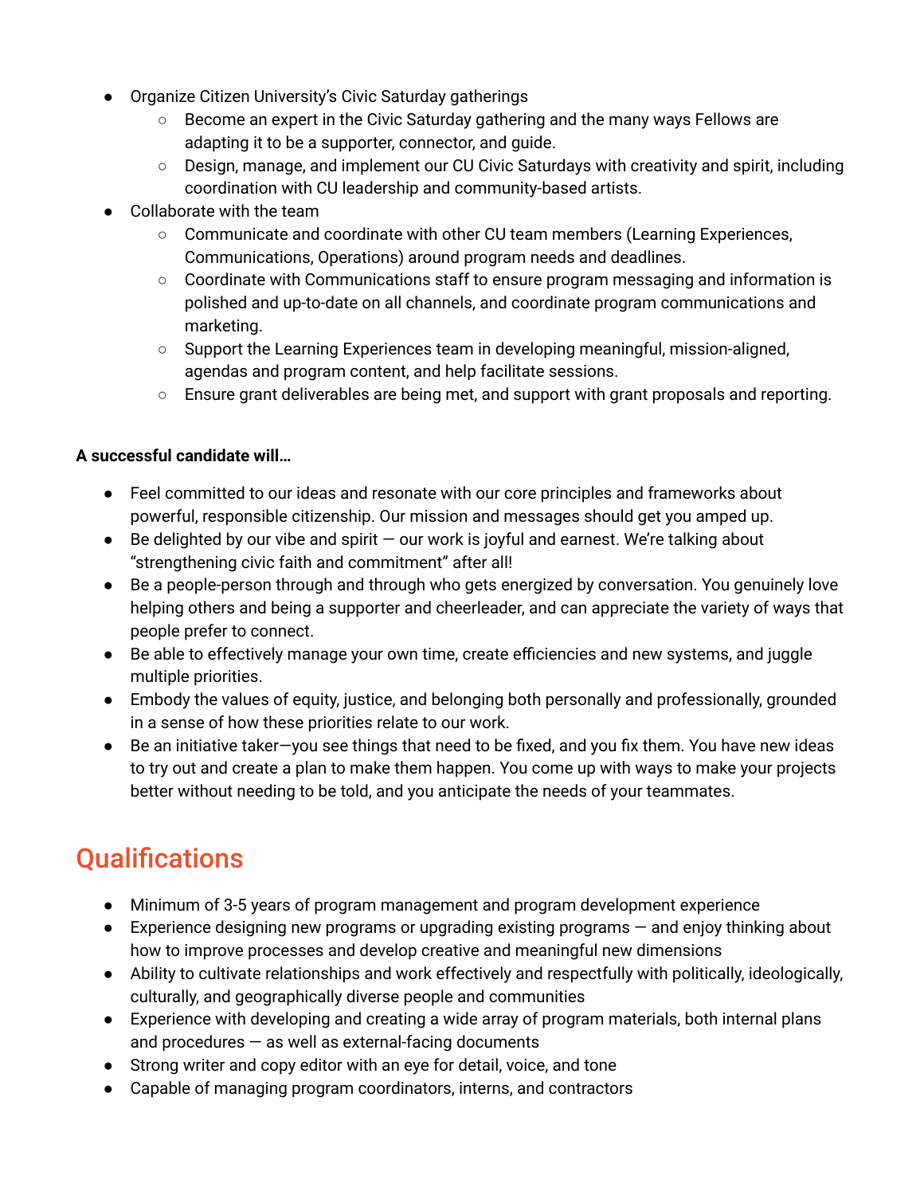- Organize Citizen University's Civic Saturday gatherings
  - Become an expert in the Civic Saturday gathering and the many ways Fellows are adapting it to be a supporter, connector, and guide.
  - Design, manage, and implement our CU Civic Saturdays with creativity and spirit, including coordination with CU leadership and community-based artists.
- Collaborate with the team
  - Communicate and coordinate with other CU team members (Learning Experiences, Communications, Operations) around program needs and deadlines.
  - Coordinate with Communications staff to ensure program messaging and information is polished and up-to-date on all channels, and coordinate program communications and marketing.
  - Support the Learning Experiences team in developing meaningful, mission-aligned, agendas and program content, and help facilitate sessions.
  - Ensure grant deliverables are being met, and support with grant proposals and reporting.

**A successful candidate will…**

- Feel committed to our ideas and resonate with our core principles and frameworks about powerful, responsible citizenship. Our mission and messages should get you amped up.
- Be delighted by our vibe and spirit — our work is joyful and earnest. We're talking about "strengthening civic faith and commitment" after all!
- Be a people-person through and through who gets energized by conversation. You genuinely love helping others and being a supporter and cheerleader, and can appreciate the variety of ways that people prefer to connect.
- Be able to effectively manage your own time, create efficiencies and new systems, and juggle multiple priorities.
- Embody the values of equity, justice, and belonging both personally and professionally, grounded in a sense of how these priorities relate to our work.
- Be an initiative taker—you see things that need to be fixed, and you fix them. You have new ideas to try out and create a plan to make them happen. You come up with ways to make your projects better without needing to be told, and you anticipate the needs of your teammates.

## Qualifications

- Minimum of 3-5 years of program management and program development experience
- Experience designing new programs or upgrading existing programs — and enjoy thinking about how to improve processes and develop creative and meaningful new dimensions
- Ability to cultivate relationships and work effectively and respectfully with politically, ideologically, culturally, and geographically diverse people and communities
- Experience with developing and creating a wide array of program materials, both internal plans and procedures — as well as external-facing documents
- Strong writer and copy editor with an eye for detail, voice, and tone
- Capable of managing program coordinators, interns, and contractors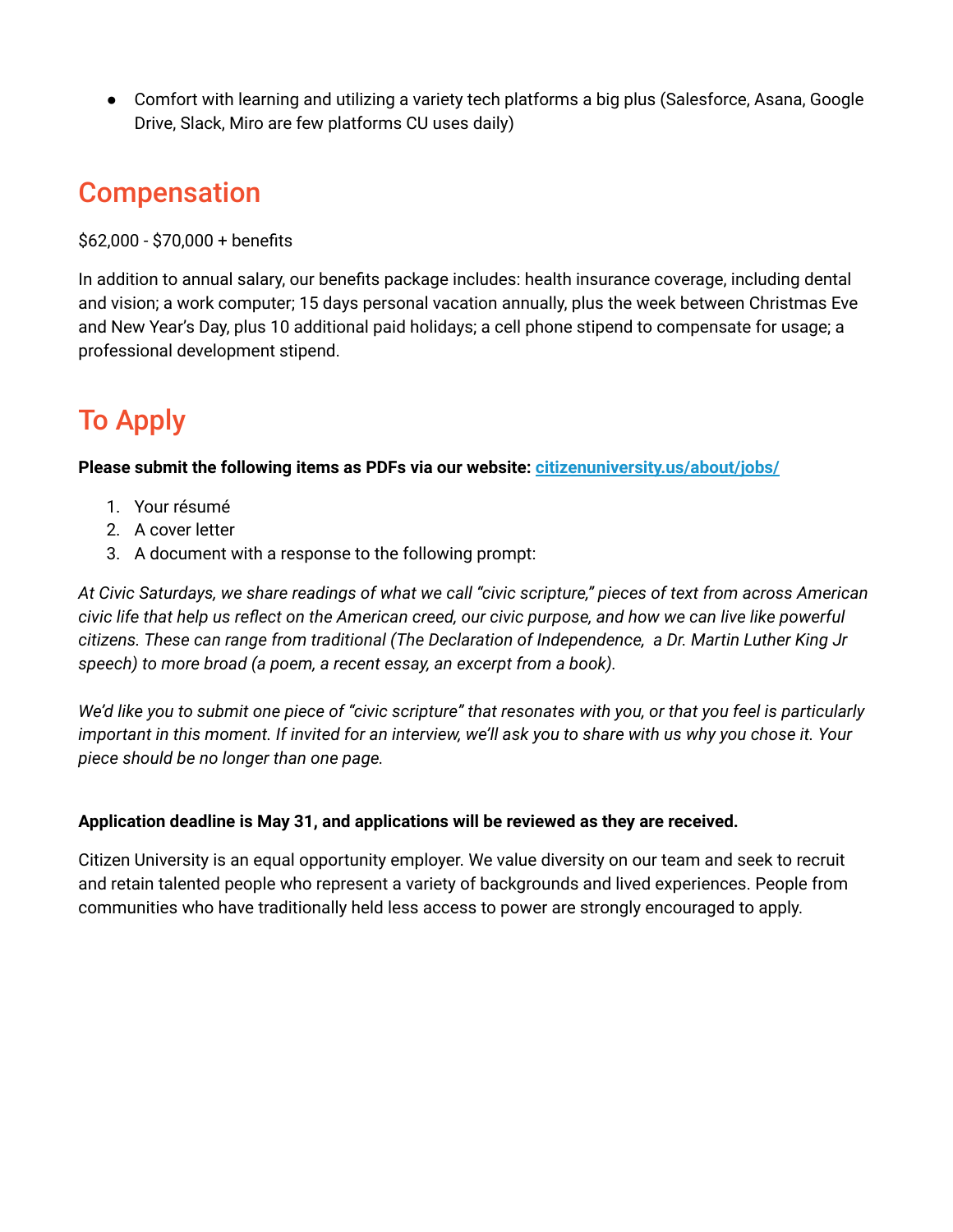- Comfort with learning and utilizing a variety tech platforms a big plus (Salesforce, Asana, Google Drive, Slack, Miro are few platforms CU uses daily)

## Compensation

$62,000 - $70,000 + benefits

In addition to annual salary, our benefits package includes: health insurance coverage, including dental and vision; a work computer; 15 days personal vacation annually, plus the week between Christmas Eve and New Year's Day, plus 10 additional paid holidays; a cell phone stipend to compensate for usage; a professional development stipend.

## To Apply

**Please submit the following items as PDFs via our website: [citizenuniversity.us/about/jobs/](citizenuniversity.us/about/jobs/)**

1. Your résumé
2. A cover letter
3. A document with a response to the following prompt:

*At Civic Saturdays, we share readings of what we call "civic scripture," pieces of text from across American civic life that help us reflect on the American creed, our civic purpose, and how we can live like powerful citizens. These can range from traditional (The Declaration of Independence, a Dr. Martin Luther King Jr speech) to more broad (a poem, a recent essay, an excerpt from a book).*

*We'd like you to submit one piece of "civic scripture" that resonates with you, or that you feel is particularly important in this moment. If invited for an interview, we'll ask you to share with us why you chose it. Your piece should be no longer than one page.*

**Application deadline is May 31, and applications will be reviewed as they are received.**

Citizen University is an equal opportunity employer. We value diversity on our team and seek to recruit and retain talented people who represent a variety of backgrounds and lived experiences. People from communities who have traditionally held less access to power are strongly encouraged to apply.